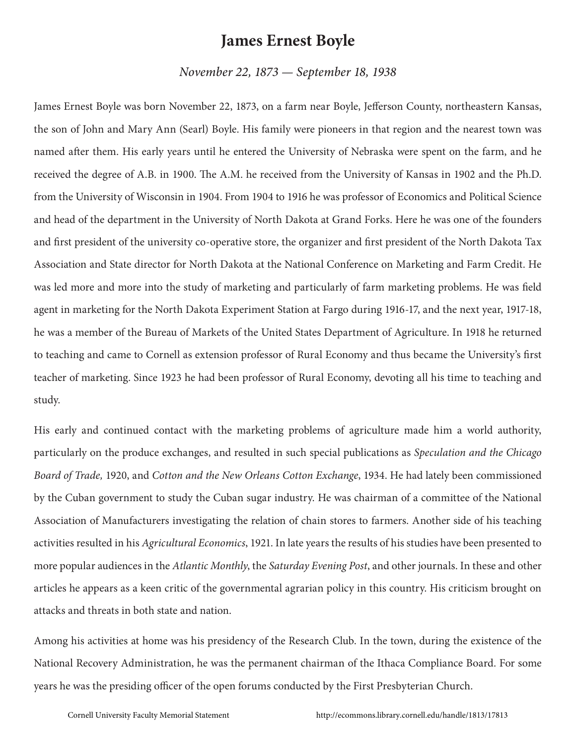# James Ernest Boyle

*November 22, 1873 — September 18, 1938*

James Ernest Boyle was born November 22, 1873, on a farm near Boyle, Jefferson County, northeastern Kansas, the son of John and Mary Ann (Searl) Boyle. His family were pioneers in that region and the nearest town was named after them. His early years until he entered the University of Nebraska were spent on the farm, and he received the degree of A.B. in 1900. The A.M. he received from the University of Kansas in 1902 and the Ph.D. from the University of Wisconsin in 1904. From 1904 to 1916 he was professor of Economics and Political Science and head of the department in the University of North Dakota at Grand Forks. Here he was one of the founders and first president of the university co-operative store, the organizer and first president of the North Dakota Tax Association and State director for North Dakota at the National Conference on Marketing and Farm Credit. He was led more and more into the study of marketing and particularly of farm marketing problems. He was field agent in marketing for the North Dakota Experiment Station at Fargo during 1916-17, and the next year, 1917-18, he was a member of the Bureau of Markets of the United States Department of Agriculture. In 1918 he returned to teaching and came to Cornell as extension professor of Rural Economy and thus became the University's first teacher of marketing. Since 1923 he had been professor of Rural Economy, devoting all his time to teaching and study.

His early and continued contact with the marketing problems of agriculture made him a world authority, particularly on the produce exchanges, and resulted in such special publications as *Speculation and the Chicago Board of Trade,* 1920, and *Cotton and the New Orleans Cotton Exchange*, 1934. He had lately been commissioned by the Cuban government to study the Cuban sugar industry. He was chairman of a committee of the National Association of Manufacturers investigating the relation of chain stores to farmers. Another side of his teaching activities resulted in his *Agricultural Economics*, 1921. In late years the results of his studies have been presented to more popular audiences in the *Atlantic Monthly*, the *Saturday Evening Post*, and other journals. In these and other articles he appears as a keen critic of the governmental agrarian policy in this country. His criticism brought on attacks and threats in both state and nation.

Among his activities at home was his presidency of the Research Club. In the town, during the existence of the National Recovery Administration, he was the permanent chairman of the Ithaca Compliance Board. For some years he was the presiding officer of the open forums conducted by the First Presbyterian Church.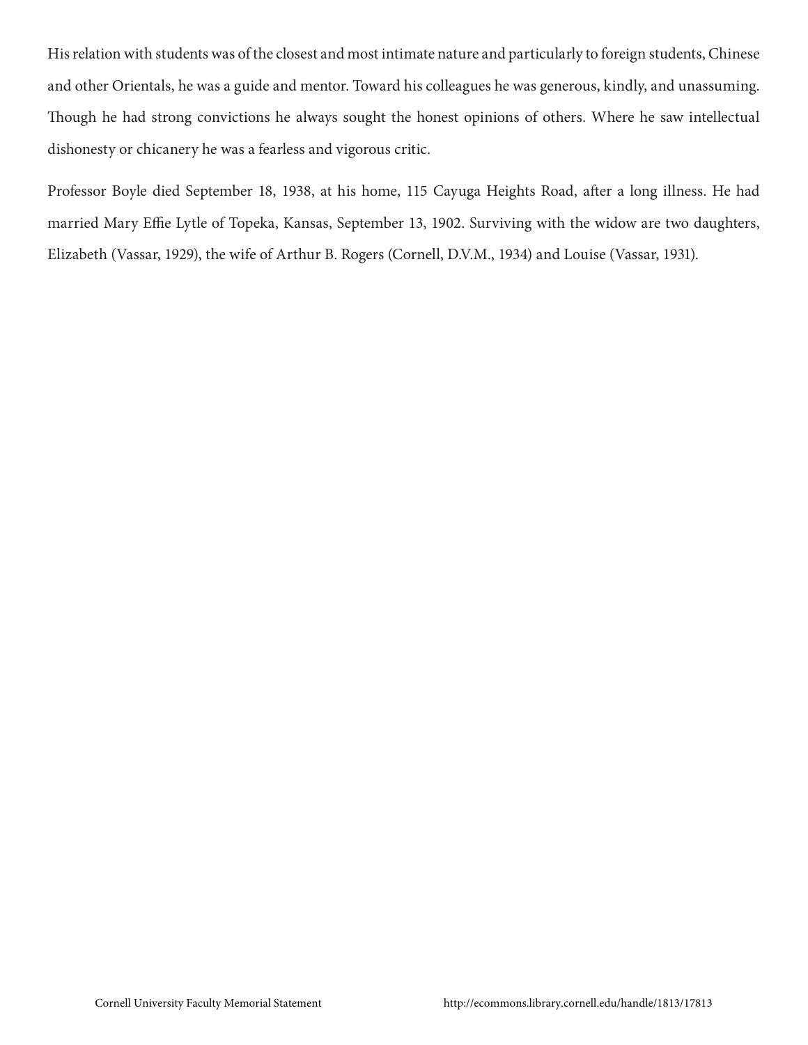His relation with students was of the closest and most intimate nature and particularly to foreign students, Chinese and other Orientals, he was a guide and mentor. Toward his colleagues he was generous, kindly, and unassuming. Though he had strong convictions he always sought the honest opinions of others. Where he saw intellectual dishonesty or chicanery he was a fearless and vigorous critic.

Professor Boyle died September 18, 1938, at his home, 115 Cayuga Heights Road, after a long illness. He had married Mary Effie Lytle of Topeka, Kansas, September 13, 1902. Surviving with the widow are two daughters, Elizabeth (Vassar, 1929), the wife of Arthur B. Rogers (Cornell, D.V.M., 1934) and Louise (Vassar, 1931).